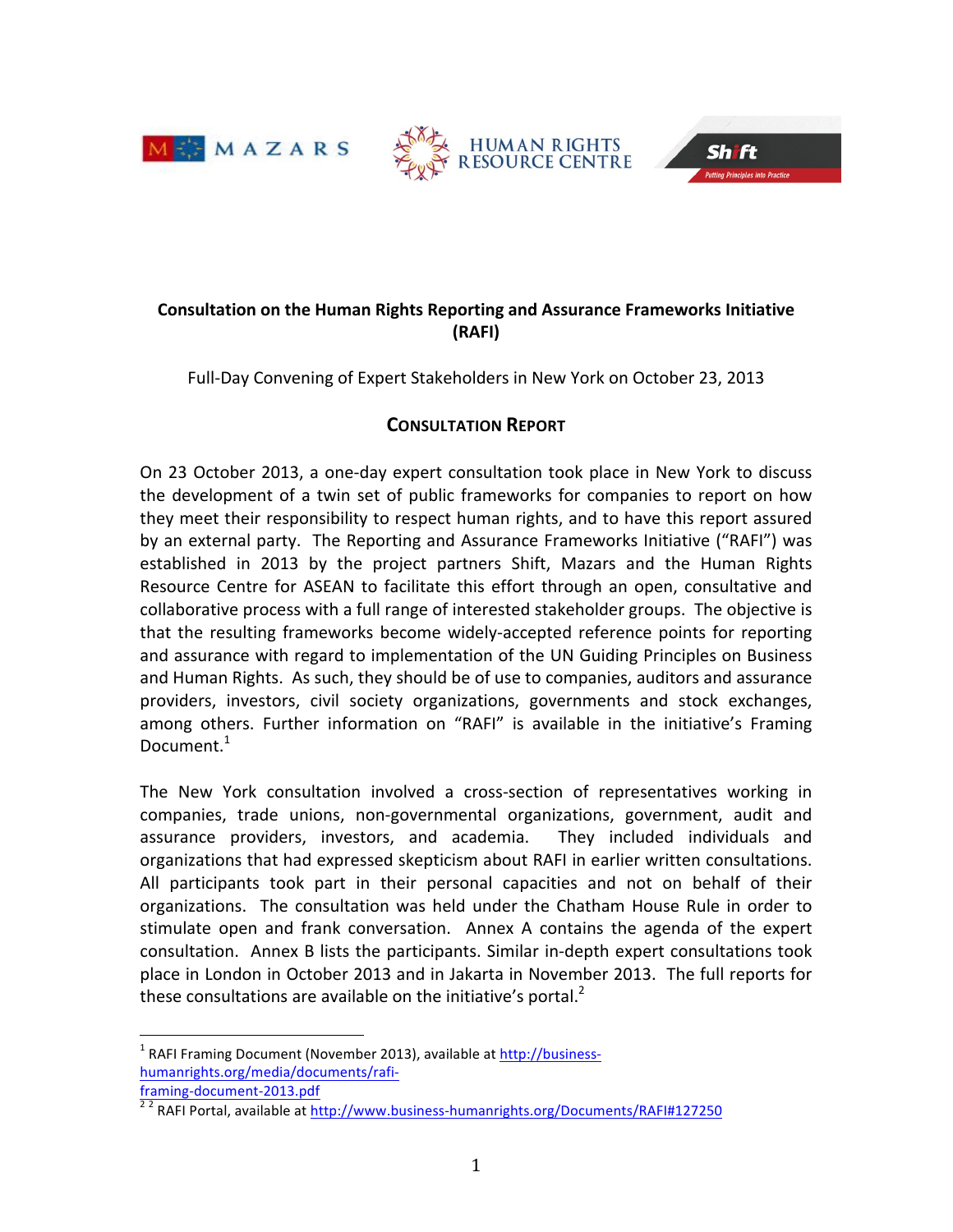# Consultation on the Human Rights Reporting and Assurance Frameworks Initiative (RAFI)

Full-Day Convening of Expert Stakeholders in New York on October 23, 2013

## Consultation Report

On 23 October 2013, a one-day expert consultation took place in New York to discuss the development of a twin set of public frameworks for companies to report on how they meet their responsibility to respect human rights, and to have this report assured by an external party. The Reporting and Assurance Frameworks Initiative ("RAFI") was established in 2013 by the project partners Shift, Mazars and the Human Rights Resource Centre for ASEAN to facilitate this effort through an open, consultative and collaborative process with a full range of interested stakeholder groups. The objective is that the resulting frameworks become widely-accepted reference points for reporting and assurance with regard to implementation of the UN Guiding Principles on Business and Human Rights. As such, they should be of use to companies, auditors and assurance providers, investors, civil society organizations, governments and stock exchanges, among others. Further information on "RAFI" is available in the initiative's Framing Document.[1]

The New York consultation involved a cross-section of representatives working in companies, trade unions, non-governmental organizations, government, audit and assurance providers, investors, and academia. They included individuals and organizations that had expressed skepticism about RAFI in earlier written consultations. All participants took part in their personal capacities and not on behalf of their organizations. The consultation was held under the Chatham House Rule in order to stimulate open and frank conversation. Annex A contains the agenda of the expert consultation. Annex B lists the participants. Similar in-depth expert consultations took place in London in October 2013 and in Jakarta in November 2013. The full reports for these consultations are available on the initiative's portal.[2]

---

[1] RAFI Framing Document (November 2013), available at http://business-humanrights.org/media/documents/rafi-framing-document-2013.pdf

[2] RAFI Portal, available at http://www.business-humanrights.org/Documents/RAFI#127250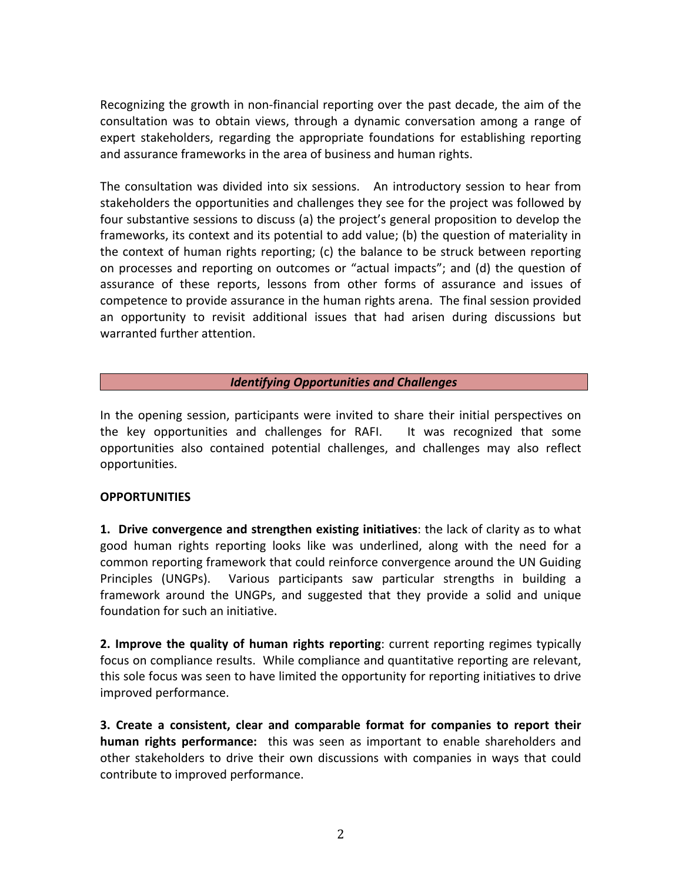Recognizing the growth in non-financial reporting over the past decade, the aim of the consultation was to obtain views, through a dynamic conversation among a range of expert stakeholders, regarding the appropriate foundations for establishing reporting and assurance frameworks in the area of business and human rights.

The consultation was divided into six sessions. An introductory session to hear from stakeholders the opportunities and challenges they see for the project was followed by four substantive sessions to discuss (a) the project's general proposition to develop the frameworks, its context and its potential to add value; (b) the question of materiality in the context of human rights reporting; (c) the balance to be struck between reporting on processes and reporting on outcomes or "actual impacts"; and (d) the question of assurance of these reports, lessons from other forms of assurance and issues of competence to provide assurance in the human rights arena. The final session provided an opportunity to revisit additional issues that had arisen during discussions but warranted further attention.

## *Identifying Opportunities and Challenges*

In the opening session, participants were invited to share their initial perspectives on the key opportunities and challenges for RAFI. It was recognized that some opportunities also contained potential challenges, and challenges may also reflect opportunities.

### OPPORTUNITIES

**1. Drive convergence and strengthen existing initiatives**: the lack of clarity as to what good human rights reporting looks like was underlined, along with the need for a common reporting framework that could reinforce convergence around the UN Guiding Principles (UNGPs). Various participants saw particular strengths in building a framework around the UNGPs, and suggested that they provide a solid and unique foundation for such an initiative.

**2. Improve the quality of human rights reporting**: current reporting regimes typically focus on compliance results. While compliance and quantitative reporting are relevant, this sole focus was seen to have limited the opportunity for reporting initiatives to drive improved performance.

**3. Create a consistent, clear and comparable format for companies to report their human rights performance:** this was seen as important to enable shareholders and other stakeholders to drive their own discussions with companies in ways that could contribute to improved performance.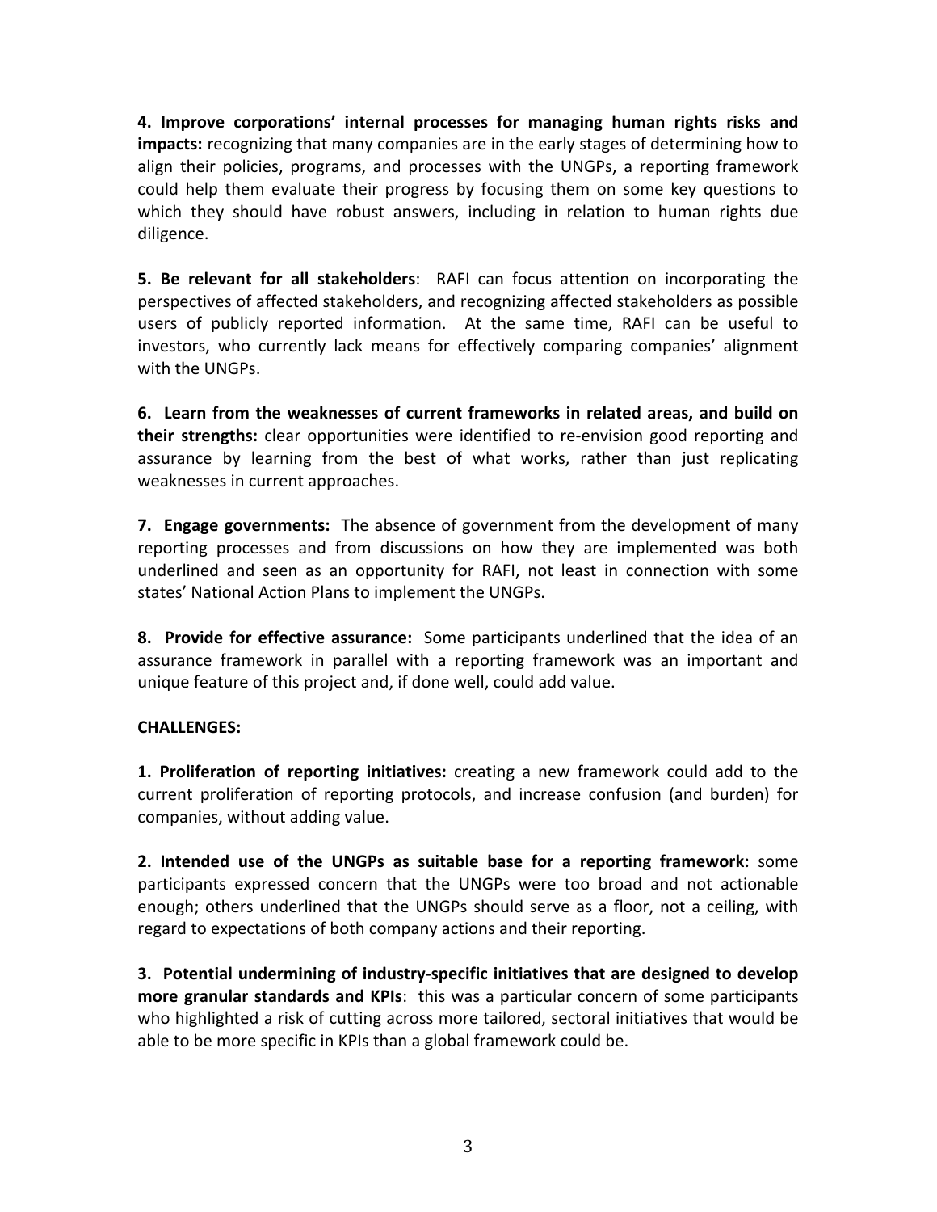**4. Improve corporations' internal processes for managing human rights risks and impacts:** recognizing that many companies are in the early stages of determining how to align their policies, programs, and processes with the UNGPs, a reporting framework could help them evaluate their progress by focusing them on some key questions to which they should have robust answers, including in relation to human rights due diligence.

**5. Be relevant for all stakeholders**: RAFI can focus attention on incorporating the perspectives of affected stakeholders, and recognizing affected stakeholders as possible users of publicly reported information. At the same time, RAFI can be useful to investors, who currently lack means for effectively comparing companies' alignment with the UNGPs.

**6. Learn from the weaknesses of current frameworks in related areas, and build on their strengths:** clear opportunities were identified to re-envision good reporting and assurance by learning from the best of what works, rather than just replicating weaknesses in current approaches.

**7. Engage governments:** The absence of government from the development of many reporting processes and from discussions on how they are implemented was both underlined and seen as an opportunity for RAFI, not least in connection with some states' National Action Plans to implement the UNGPs.

**8. Provide for effective assurance:** Some participants underlined that the idea of an assurance framework in parallel with a reporting framework was an important and unique feature of this project and, if done well, could add value.

**CHALLENGES:**

**1. Proliferation of reporting initiatives:** creating a new framework could add to the current proliferation of reporting protocols, and increase confusion (and burden) for companies, without adding value.

**2. Intended use of the UNGPs as suitable base for a reporting framework:** some participants expressed concern that the UNGPs were too broad and not actionable enough; others underlined that the UNGPs should serve as a floor, not a ceiling, with regard to expectations of both company actions and their reporting.

**3. Potential undermining of industry-specific initiatives that are designed to develop more granular standards and KPIs**: this was a particular concern of some participants who highlighted a risk of cutting across more tailored, sectoral initiatives that would be able to be more specific in KPIs than a global framework could be.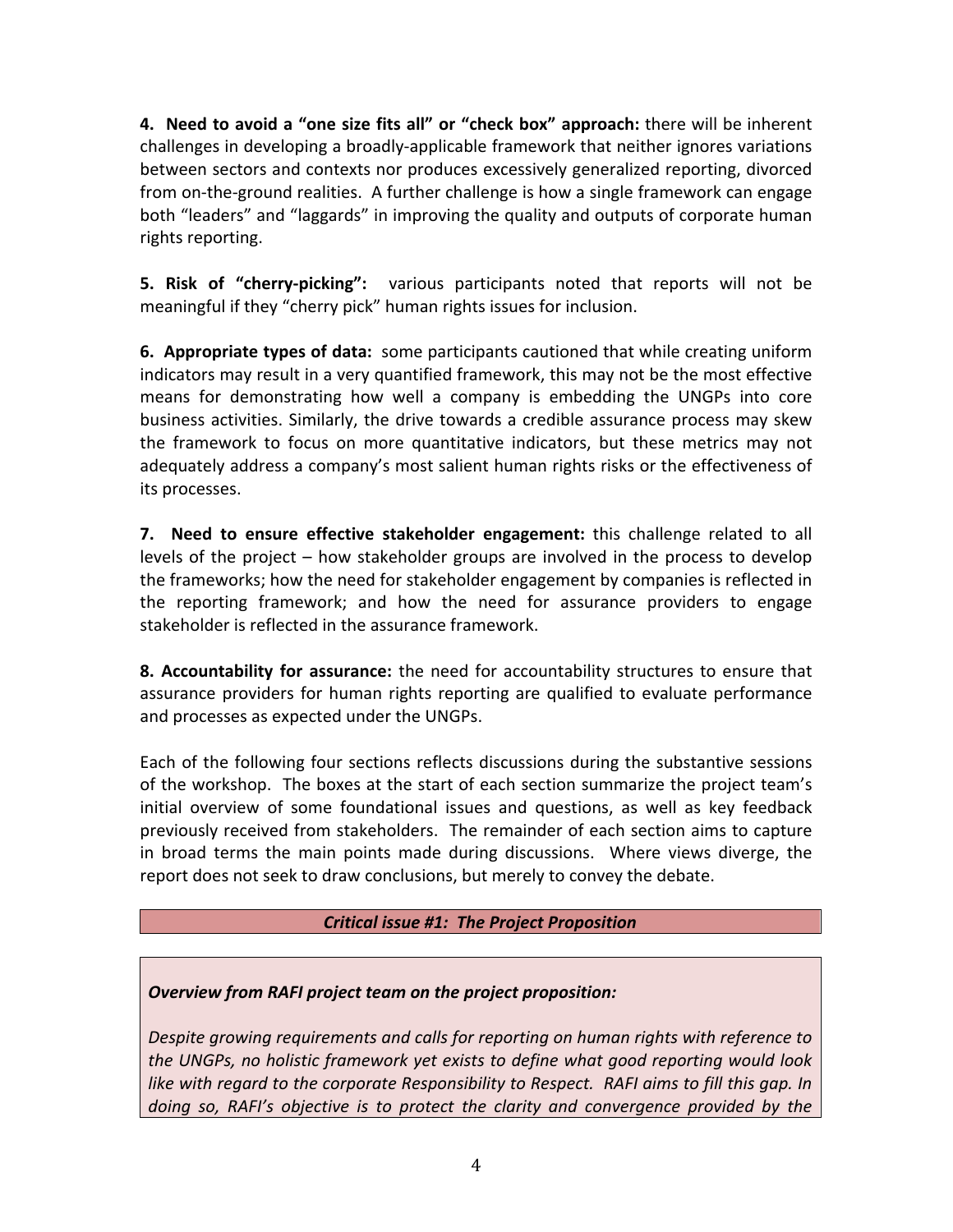**4. Need to avoid a "one size fits all" or "check box" approach:** there will be inherent challenges in developing a broadly-applicable framework that neither ignores variations between sectors and contexts nor produces excessively generalized reporting, divorced from on-the-ground realities. A further challenge is how a single framework can engage both "leaders" and "laggards" in improving the quality and outputs of corporate human rights reporting.

**5. Risk of "cherry-picking":** various participants noted that reports will not be meaningful if they "cherry pick" human rights issues for inclusion.

**6. Appropriate types of data:** some participants cautioned that while creating uniform indicators may result in a very quantified framework, this may not be the most effective means for demonstrating how well a company is embedding the UNGPs into core business activities. Similarly, the drive towards a credible assurance process may skew the framework to focus on more quantitative indicators, but these metrics may not adequately address a company's most salient human rights risks or the effectiveness of its processes.

**7. Need to ensure effective stakeholder engagement:** this challenge related to all levels of the project – how stakeholder groups are involved in the process to develop the frameworks; how the need for stakeholder engagement by companies is reflected in the reporting framework; and how the need for assurance providers to engage stakeholder is reflected in the assurance framework.

**8. Accountability for assurance:** the need for accountability structures to ensure that assurance providers for human rights reporting are qualified to evaluate performance and processes as expected under the UNGPs.

Each of the following four sections reflects discussions during the substantive sessions of the workshop. The boxes at the start of each section summarize the project team's initial overview of some foundational issues and questions, as well as key feedback previously received from stakeholders. The remainder of each section aims to capture in broad terms the main points made during discussions. Where views diverge, the report does not seek to draw conclusions, but merely to convey the debate.

## *Critical issue #1: The Project Proposition*

***Overview from RAFI project team on the project proposition:***

*Despite growing requirements and calls for reporting on human rights with reference to the UNGPs, no holistic framework yet exists to define what good reporting would look like with regard to the corporate Responsibility to Respect. RAFI aims to fill this gap. In doing so, RAFI's objective is to protect the clarity and convergence provided by the*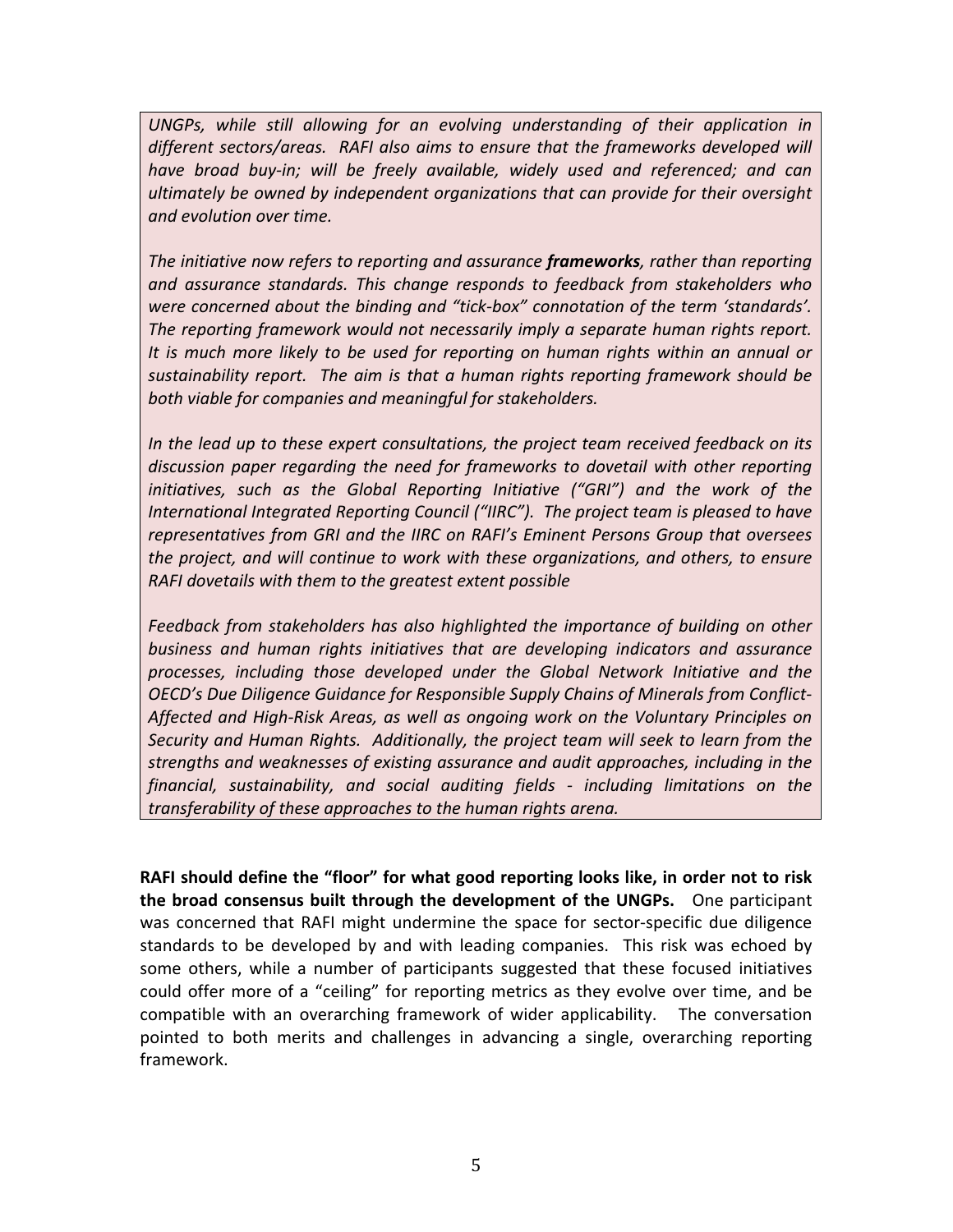*UNGPs, while still allowing for an evolving understanding of their application in different sectors/areas. RAFI also aims to ensure that the frameworks developed will have broad buy-in; will be freely available, widely used and referenced; and can ultimately be owned by independent organizations that can provide for their oversight and evolution over time.*

*The initiative now refers to reporting and assurance* ***frameworks****, rather than reporting and assurance standards. This change responds to feedback from stakeholders who were concerned about the binding and "tick-box" connotation of the term 'standards'. The reporting framework would not necessarily imply a separate human rights report. It is much more likely to be used for reporting on human rights within an annual or sustainability report. The aim is that a human rights reporting framework should be both viable for companies and meaningful for stakeholders.*

*In the lead up to these expert consultations, the project team received feedback on its discussion paper regarding the need for frameworks to dovetail with other reporting initiatives, such as the Global Reporting Initiative ("GRI") and the work of the International Integrated Reporting Council ("IIRC"). The project team is pleased to have representatives from GRI and the IIRC on RAFI's Eminent Persons Group that oversees the project, and will continue to work with these organizations, and others, to ensure RAFI dovetails with them to the greatest extent possible*

*Feedback from stakeholders has also highlighted the importance of building on other business and human rights initiatives that are developing indicators and assurance processes, including those developed under the Global Network Initiative and the OECD's Due Diligence Guidance for Responsible Supply Chains of Minerals from Conflict-Affected and High-Risk Areas, as well as ongoing work on the Voluntary Principles on Security and Human Rights. Additionally, the project team will seek to learn from the strengths and weaknesses of existing assurance and audit approaches, including in the financial, sustainability, and social auditing fields - including limitations on the transferability of these approaches to the human rights arena.*

**RAFI should define the "floor" for what good reporting looks like, in order not to risk the broad consensus built through the development of the UNGPs.** One participant was concerned that RAFI might undermine the space for sector-specific due diligence standards to be developed by and with leading companies. This risk was echoed by some others, while a number of participants suggested that these focused initiatives could offer more of a "ceiling" for reporting metrics as they evolve over time, and be compatible with an overarching framework of wider applicability. The conversation pointed to both merits and challenges in advancing a single, overarching reporting framework.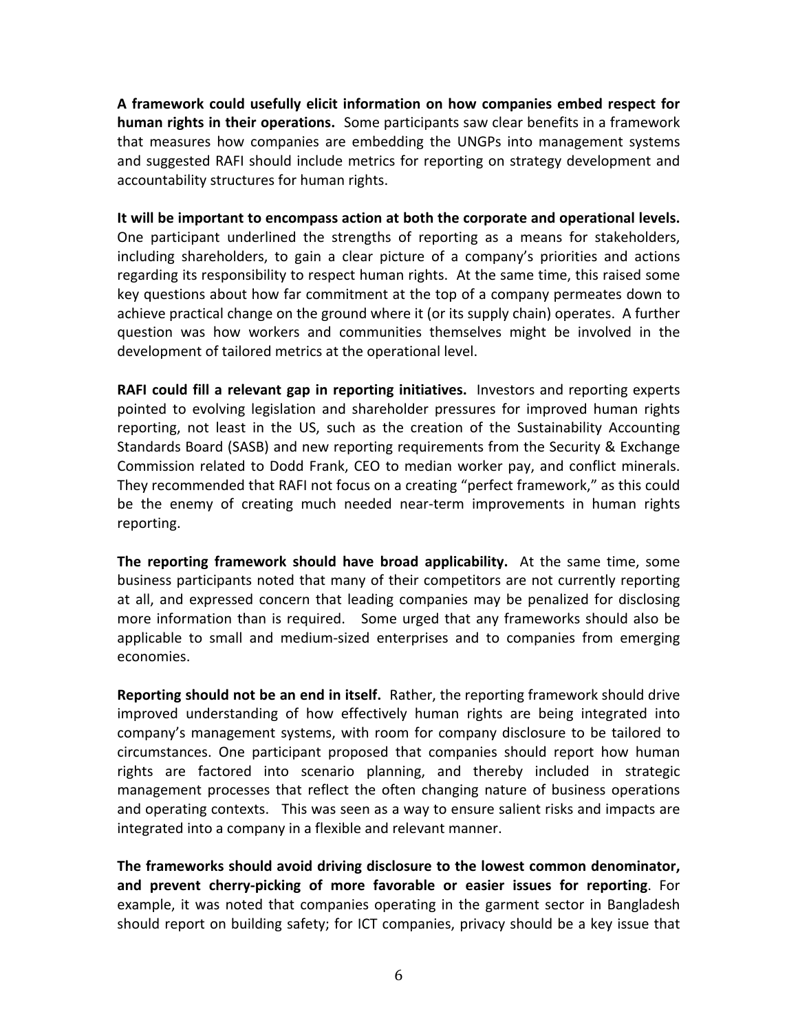**A framework could usefully elicit information on how companies embed respect for human rights in their operations.** Some participants saw clear benefits in a framework that measures how companies are embedding the UNGPs into management systems and suggested RAFI should include metrics for reporting on strategy development and accountability structures for human rights.

**It will be important to encompass action at both the corporate and operational levels.** One participant underlined the strengths of reporting as a means for stakeholders, including shareholders, to gain a clear picture of a company's priorities and actions regarding its responsibility to respect human rights. At the same time, this raised some key questions about how far commitment at the top of a company permeates down to achieve practical change on the ground where it (or its supply chain) operates. A further question was how workers and communities themselves might be involved in the development of tailored metrics at the operational level.

**RAFI could fill a relevant gap in reporting initiatives.** Investors and reporting experts pointed to evolving legislation and shareholder pressures for improved human rights reporting, not least in the US, such as the creation of the Sustainability Accounting Standards Board (SASB) and new reporting requirements from the Security & Exchange Commission related to Dodd Frank, CEO to median worker pay, and conflict minerals. They recommended that RAFI not focus on a creating "perfect framework," as this could be the enemy of creating much needed near-term improvements in human rights reporting.

**The reporting framework should have broad applicability.** At the same time, some business participants noted that many of their competitors are not currently reporting at all, and expressed concern that leading companies may be penalized for disclosing more information than is required. Some urged that any frameworks should also be applicable to small and medium-sized enterprises and to companies from emerging economies.

**Reporting should not be an end in itself.** Rather, the reporting framework should drive improved understanding of how effectively human rights are being integrated into company's management systems, with room for company disclosure to be tailored to circumstances. One participant proposed that companies should report how human rights are factored into scenario planning, and thereby included in strategic management processes that reflect the often changing nature of business operations and operating contexts. This was seen as a way to ensure salient risks and impacts are integrated into a company in a flexible and relevant manner.

**The frameworks should avoid driving disclosure to the lowest common denominator, and prevent cherry-picking of more favorable or easier issues for reporting**. For example, it was noted that companies operating in the garment sector in Bangladesh should report on building safety; for ICT companies, privacy should be a key issue that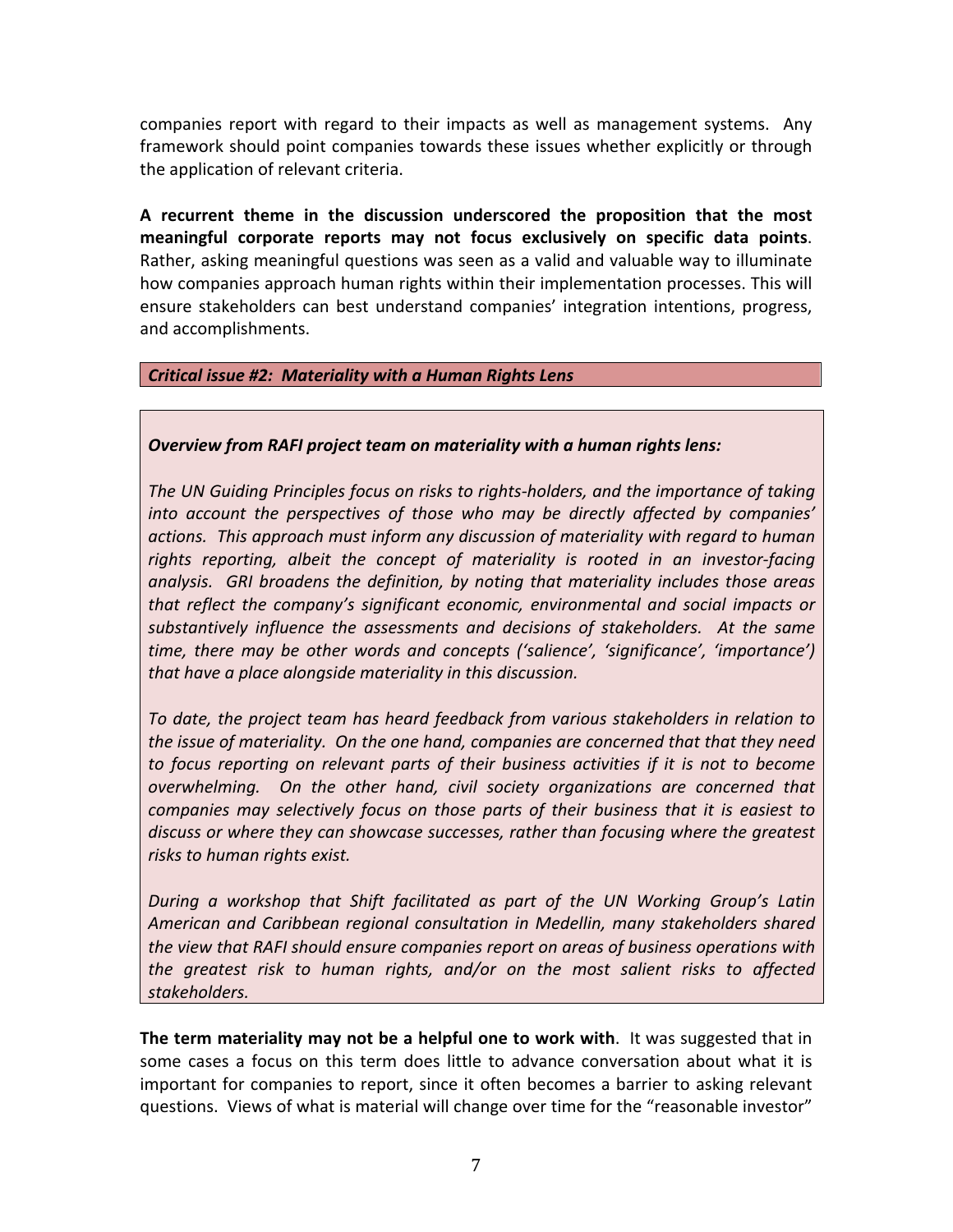companies report with regard to their impacts as well as management systems. Any framework should point companies towards these issues whether explicitly or through the application of relevant criteria.

**A recurrent theme in the discussion underscored the proposition that the most meaningful corporate reports may not focus exclusively on specific data points**. Rather, asking meaningful questions was seen as a valid and valuable way to illuminate how companies approach human rights within their implementation processes. This will ensure stakeholders can best understand companies' integration intentions, progress, and accomplishments.

### *Critical issue #2: Materiality with a Human Rights Lens*

***Overview from RAFI project team on materiality with a human rights lens:***

*The UN Guiding Principles focus on risks to rights-holders, and the importance of taking into account the perspectives of those who may be directly affected by companies' actions. This approach must inform any discussion of materiality with regard to human rights reporting, albeit the concept of materiality is rooted in an investor-facing analysis. GRI broadens the definition, by noting that materiality includes those areas that reflect the company's significant economic, environmental and social impacts or substantively influence the assessments and decisions of stakeholders. At the same time, there may be other words and concepts ('salience', 'significance', 'importance') that have a place alongside materiality in this discussion.*

*To date, the project team has heard feedback from various stakeholders in relation to the issue of materiality. On the one hand, companies are concerned that that they need to focus reporting on relevant parts of their business activities if it is not to become overwhelming. On the other hand, civil society organizations are concerned that companies may selectively focus on those parts of their business that it is easiest to discuss or where they can showcase successes, rather than focusing where the greatest risks to human rights exist.*

*During a workshop that Shift facilitated as part of the UN Working Group's Latin American and Caribbean regional consultation in Medellin, many stakeholders shared the view that RAFI should ensure companies report on areas of business operations with the greatest risk to human rights, and/or on the most salient risks to affected stakeholders.*

**The term materiality may not be a helpful one to work with**. It was suggested that in some cases a focus on this term does little to advance conversation about what it is important for companies to report, since it often becomes a barrier to asking relevant questions. Views of what is material will change over time for the "reasonable investor"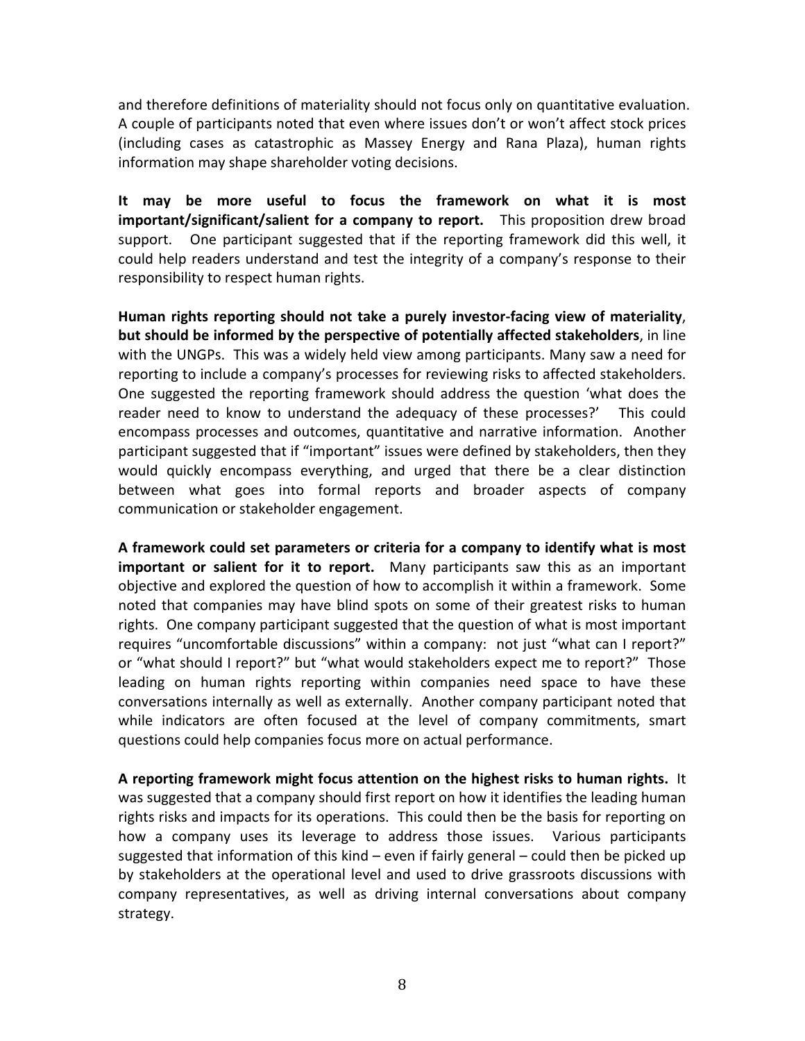and therefore definitions of materiality should not focus only on quantitative evaluation. A couple of participants noted that even where issues don't or won't affect stock prices (including cases as catastrophic as Massey Energy and Rana Plaza), human rights information may shape shareholder voting decisions.

**It may be more useful to focus the framework on what it is most important/significant/salient for a company to report.** This proposition drew broad support. One participant suggested that if the reporting framework did this well, it could help readers understand and test the integrity of a company's response to their responsibility to respect human rights.

**Human rights reporting should not take a purely investor-facing view of materiality, but should be informed by the perspective of potentially affected stakeholders**, in line with the UNGPs. This was a widely held view among participants. Many saw a need for reporting to include a company's processes for reviewing risks to affected stakeholders. One suggested the reporting framework should address the question 'what does the reader need to know to understand the adequacy of these processes?' This could encompass processes and outcomes, quantitative and narrative information. Another participant suggested that if "important" issues were defined by stakeholders, then they would quickly encompass everything, and urged that there be a clear distinction between what goes into formal reports and broader aspects of company communication or stakeholder engagement.

**A framework could set parameters or criteria for a company to identify what is most important or salient for it to report.** Many participants saw this as an important objective and explored the question of how to accomplish it within a framework. Some noted that companies may have blind spots on some of their greatest risks to human rights. One company participant suggested that the question of what is most important requires "uncomfortable discussions" within a company: not just "what can I report?" or "what should I report?" but "what would stakeholders expect me to report?" Those leading on human rights reporting within companies need space to have these conversations internally as well as externally. Another company participant noted that while indicators are often focused at the level of company commitments, smart questions could help companies focus more on actual performance.

**A reporting framework might focus attention on the highest risks to human rights.** It was suggested that a company should first report on how it identifies the leading human rights risks and impacts for its operations. This could then be the basis for reporting on how a company uses its leverage to address those issues. Various participants suggested that information of this kind – even if fairly general – could then be picked up by stakeholders at the operational level and used to drive grassroots discussions with company representatives, as well as driving internal conversations about company strategy.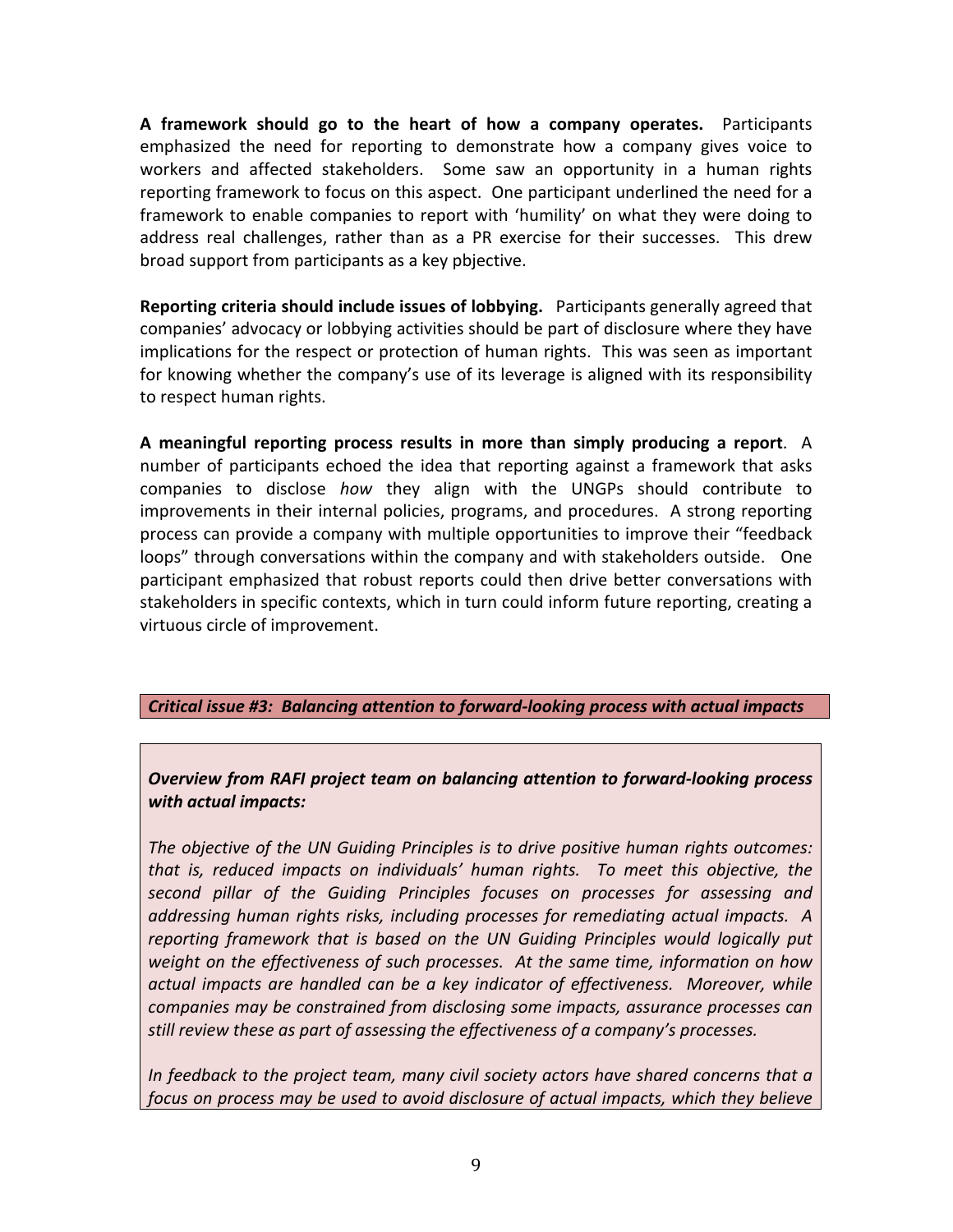**A framework should go to the heart of how a company operates.** Participants emphasized the need for reporting to demonstrate how a company gives voice to workers and affected stakeholders. Some saw an opportunity in a human rights reporting framework to focus on this aspect. One participant underlined the need for a framework to enable companies to report with 'humility' on what they were doing to address real challenges, rather than as a PR exercise for their successes. This drew broad support from participants as a key pbjective.

**Reporting criteria should include issues of lobbying.** Participants generally agreed that companies' advocacy or lobbying activities should be part of disclosure where they have implications for the respect or protection of human rights. This was seen as important for knowing whether the company's use of its leverage is aligned with its responsibility to respect human rights.

**A meaningful reporting process results in more than simply producing a report**. A number of participants echoed the idea that reporting against a framework that asks companies to disclose *how* they align with the UNGPs should contribute to improvements in their internal policies, programs, and procedures. A strong reporting process can provide a company with multiple opportunities to improve their "feedback loops" through conversations within the company and with stakeholders outside. One participant emphasized that robust reports could then drive better conversations with stakeholders in specific contexts, which in turn could inform future reporting, creating a virtuous circle of improvement.

***Critical issue #3: Balancing attention to forward-looking process with actual impacts***

***Overview from RAFI project team on balancing attention to forward-looking process with actual impacts:***

*The objective of the UN Guiding Principles is to drive positive human rights outcomes: that is, reduced impacts on individuals' human rights. To meet this objective, the second pillar of the Guiding Principles focuses on processes for assessing and addressing human rights risks, including processes for remediating actual impacts. A reporting framework that is based on the UN Guiding Principles would logically put weight on the effectiveness of such processes. At the same time, information on how actual impacts are handled can be a key indicator of effectiveness. Moreover, while companies may be constrained from disclosing some impacts, assurance processes can still review these as part of assessing the effectiveness of a company's processes.*

*In feedback to the project team, many civil society actors have shared concerns that a focus on process may be used to avoid disclosure of actual impacts, which they believe*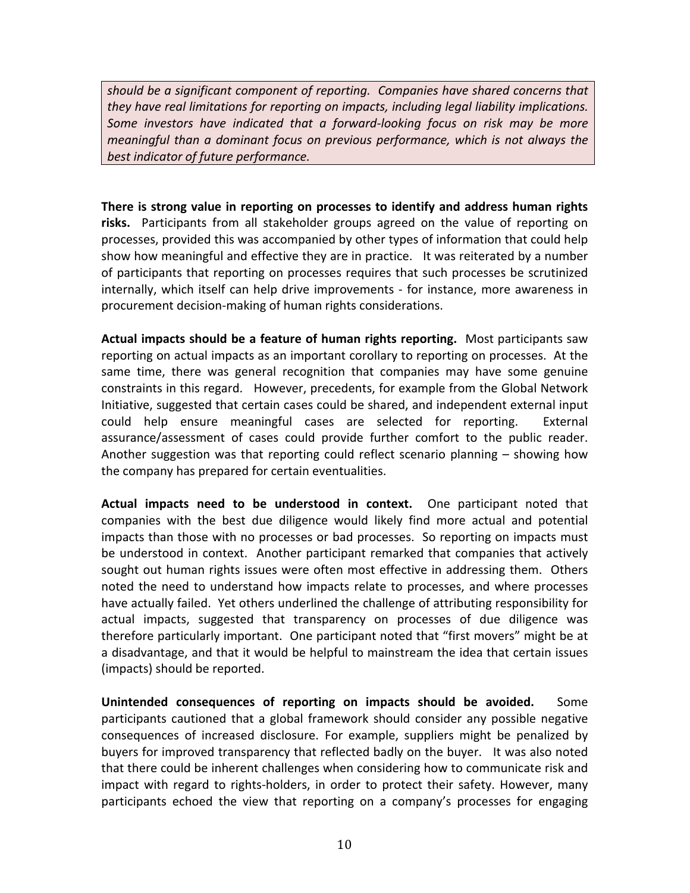*should be a significant component of reporting. Companies have shared concerns that they have real limitations for reporting on impacts, including legal liability implications. Some investors have indicated that a forward-looking focus on risk may be more meaningful than a dominant focus on previous performance, which is not always the best indicator of future performance.*

**There is strong value in reporting on processes to identify and address human rights risks.** Participants from all stakeholder groups agreed on the value of reporting on processes, provided this was accompanied by other types of information that could help show how meaningful and effective they are in practice. It was reiterated by a number of participants that reporting on processes requires that such processes be scrutinized internally, which itself can help drive improvements - for instance, more awareness in procurement decision-making of human rights considerations.

**Actual impacts should be a feature of human rights reporting.** Most participants saw reporting on actual impacts as an important corollary to reporting on processes. At the same time, there was general recognition that companies may have some genuine constraints in this regard. However, precedents, for example from the Global Network Initiative, suggested that certain cases could be shared, and independent external input could help ensure meaningful cases are selected for reporting. External assurance/assessment of cases could provide further comfort to the public reader. Another suggestion was that reporting could reflect scenario planning – showing how the company has prepared for certain eventualities.

**Actual impacts need to be understood in context.** One participant noted that companies with the best due diligence would likely find more actual and potential impacts than those with no processes or bad processes. So reporting on impacts must be understood in context. Another participant remarked that companies that actively sought out human rights issues were often most effective in addressing them. Others noted the need to understand how impacts relate to processes, and where processes have actually failed. Yet others underlined the challenge of attributing responsibility for actual impacts, suggested that transparency on processes of due diligence was therefore particularly important. One participant noted that "first movers" might be at a disadvantage, and that it would be helpful to mainstream the idea that certain issues (impacts) should be reported.

**Unintended consequences of reporting on impacts should be avoided.** Some participants cautioned that a global framework should consider any possible negative consequences of increased disclosure. For example, suppliers might be penalized by buyers for improved transparency that reflected badly on the buyer. It was also noted that there could be inherent challenges when considering how to communicate risk and impact with regard to rights-holders, in order to protect their safety. However, many participants echoed the view that reporting on a company's processes for engaging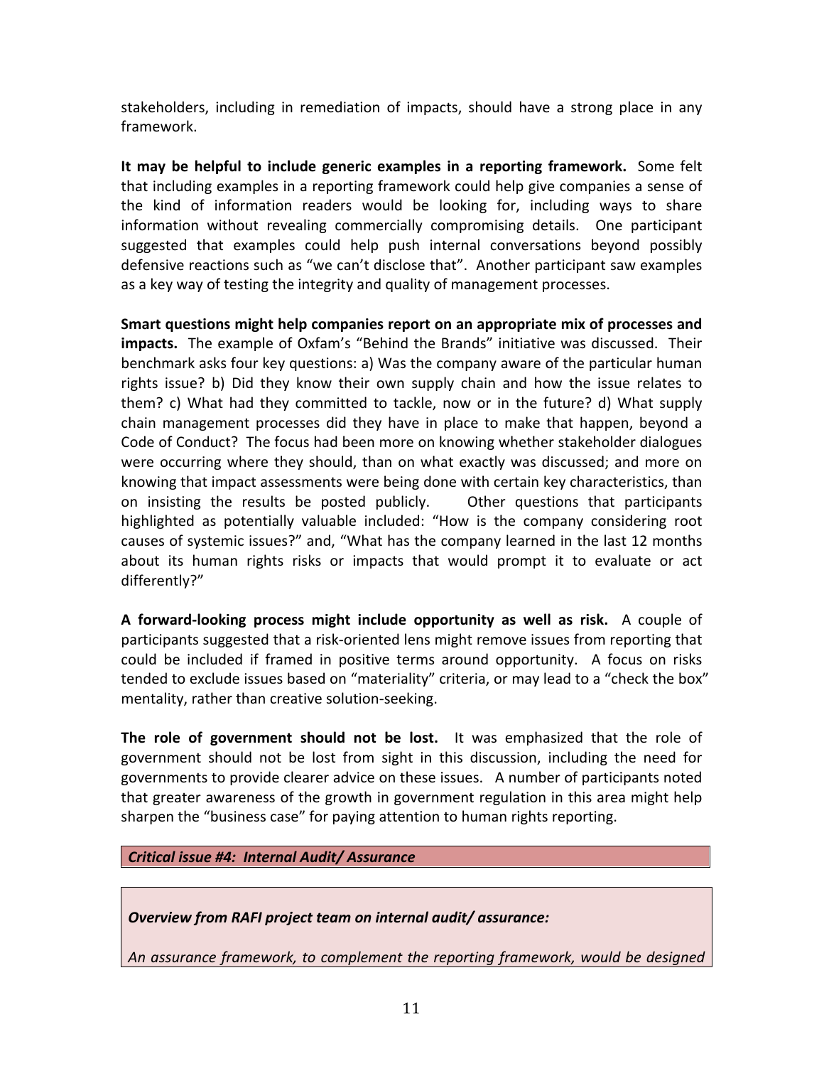stakeholders, including in remediation of impacts, should have a strong place in any framework.

**It may be helpful to include generic examples in a reporting framework.** Some felt that including examples in a reporting framework could help give companies a sense of the kind of information readers would be looking for, including ways to share information without revealing commercially compromising details. One participant suggested that examples could help push internal conversations beyond possibly defensive reactions such as "we can't disclose that". Another participant saw examples as a key way of testing the integrity and quality of management processes.

**Smart questions might help companies report on an appropriate mix of processes and impacts.** The example of Oxfam's "Behind the Brands" initiative was discussed. Their benchmark asks four key questions: a) Was the company aware of the particular human rights issue? b) Did they know their own supply chain and how the issue relates to them? c) What had they committed to tackle, now or in the future? d) What supply chain management processes did they have in place to make that happen, beyond a Code of Conduct? The focus had been more on knowing whether stakeholder dialogues were occurring where they should, than on what exactly was discussed; and more on knowing that impact assessments were being done with certain key characteristics, than on insisting the results be posted publicly. Other questions that participants highlighted as potentially valuable included: "How is the company considering root causes of systemic issues?" and, "What has the company learned in the last 12 months about its human rights risks or impacts that would prompt it to evaluate or act differently?"

**A forward-looking process might include opportunity as well as risk.** A couple of participants suggested that a risk-oriented lens might remove issues from reporting that could be included if framed in positive terms around opportunity. A focus on risks tended to exclude issues based on "materiality" criteria, or may lead to a "check the box" mentality, rather than creative solution-seeking.

**The role of government should not be lost.** It was emphasized that the role of government should not be lost from sight in this discussion, including the need for governments to provide clearer advice on these issues. A number of participants noted that greater awareness of the growth in government regulation in this area might help sharpen the "business case" for paying attention to human rights reporting.

***Critical issue #4: Internal Audit/ Assurance***

***Overview from RAFI project team on internal audit/ assurance:***

*An assurance framework, to complement the reporting framework, would be designed*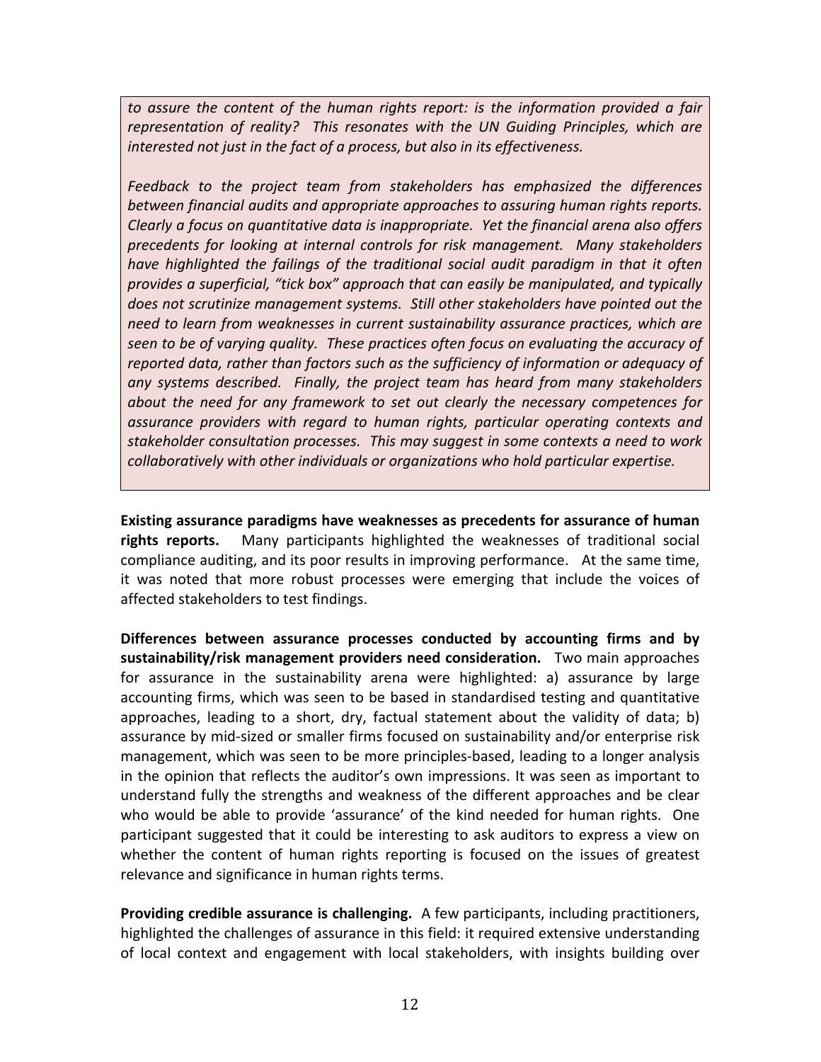*to assure the content of the human rights report: is the information provided a fair representation of reality? This resonates with the UN Guiding Principles, which are interested not just in the fact of a process, but also in its effectiveness.*

*Feedback to the project team from stakeholders has emphasized the differences between financial audits and appropriate approaches to assuring human rights reports. Clearly a focus on quantitative data is inappropriate. Yet the financial arena also offers precedents for looking at internal controls for risk management. Many stakeholders have highlighted the failings of the traditional social audit paradigm in that it often provides a superficial, "tick box" approach that can easily be manipulated, and typically does not scrutinize management systems. Still other stakeholders have pointed out the need to learn from weaknesses in current sustainability assurance practices, which are seen to be of varying quality. These practices often focus on evaluating the accuracy of reported data, rather than factors such as the sufficiency of information or adequacy of any systems described. Finally, the project team has heard from many stakeholders about the need for any framework to set out clearly the necessary competences for assurance providers with regard to human rights, particular operating contexts and stakeholder consultation processes. This may suggest in some contexts a need to work collaboratively with other individuals or organizations who hold particular expertise.*

**Existing assurance paradigms have weaknesses as precedents for assurance of human rights reports.** Many participants highlighted the weaknesses of traditional social compliance auditing, and its poor results in improving performance. At the same time, it was noted that more robust processes were emerging that include the voices of affected stakeholders to test findings.

**Differences between assurance processes conducted by accounting firms and by sustainability/risk management providers need consideration.** Two main approaches for assurance in the sustainability arena were highlighted: a) assurance by large accounting firms, which was seen to be based in standardised testing and quantitative approaches, leading to a short, dry, factual statement about the validity of data; b) assurance by mid-sized or smaller firms focused on sustainability and/or enterprise risk management, which was seen to be more principles-based, leading to a longer analysis in the opinion that reflects the auditor's own impressions. It was seen as important to understand fully the strengths and weakness of the different approaches and be clear who would be able to provide 'assurance' of the kind needed for human rights. One participant suggested that it could be interesting to ask auditors to express a view on whether the content of human rights reporting is focused on the issues of greatest relevance and significance in human rights terms.

**Providing credible assurance is challenging.** A few participants, including practitioners, highlighted the challenges of assurance in this field: it required extensive understanding of local context and engagement with local stakeholders, with insights building over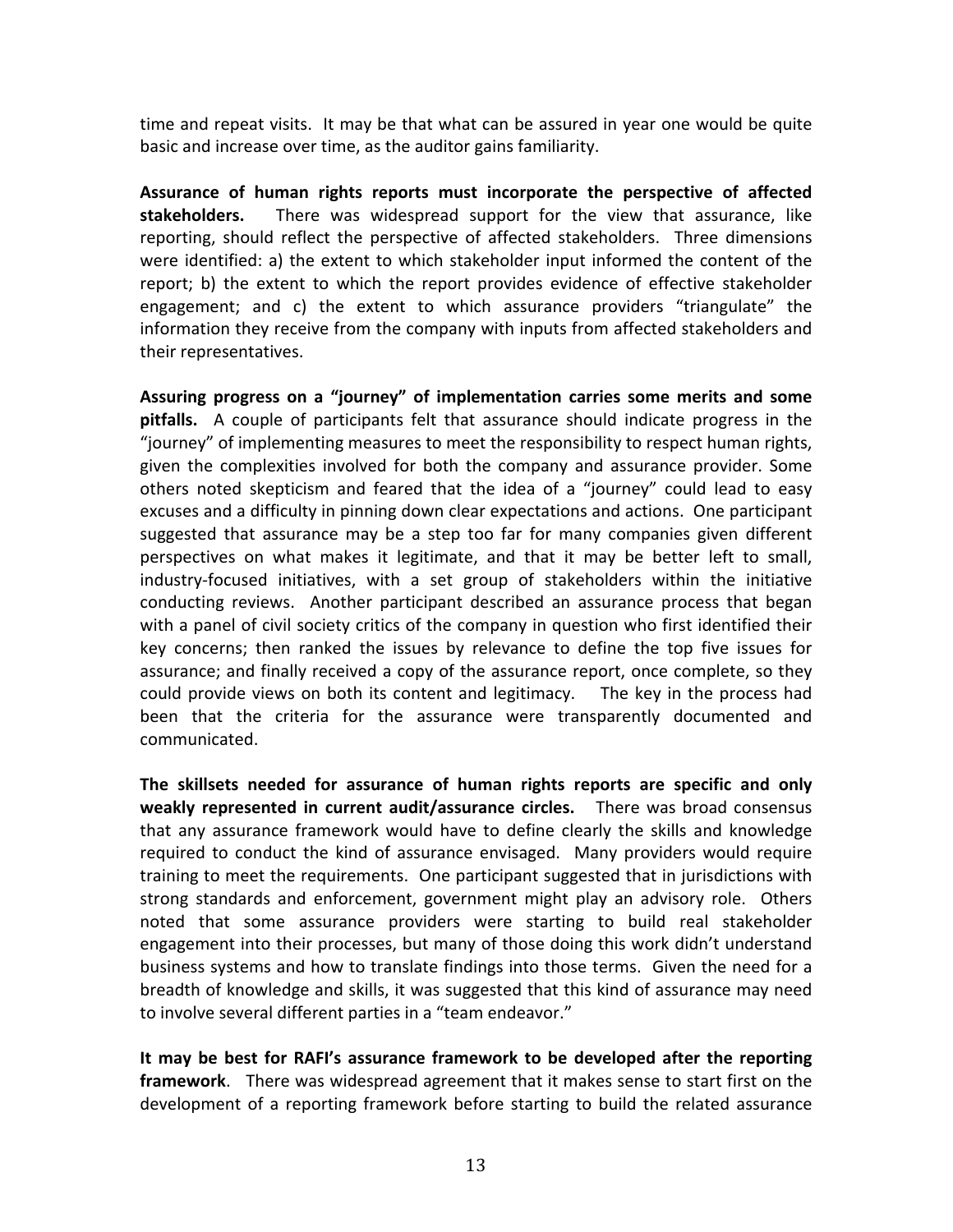time and repeat visits. It may be that what can be assured in year one would be quite basic and increase over time, as the auditor gains familiarity.

**Assurance of human rights reports must incorporate the perspective of affected stakeholders.** There was widespread support for the view that assurance, like reporting, should reflect the perspective of affected stakeholders. Three dimensions were identified: a) the extent to which stakeholder input informed the content of the report; b) the extent to which the report provides evidence of effective stakeholder engagement; and c) the extent to which assurance providers "triangulate" the information they receive from the company with inputs from affected stakeholders and their representatives.

**Assuring progress on a "journey" of implementation carries some merits and some pitfalls.** A couple of participants felt that assurance should indicate progress in the "journey" of implementing measures to meet the responsibility to respect human rights, given the complexities involved for both the company and assurance provider. Some others noted skepticism and feared that the idea of a "journey" could lead to easy excuses and a difficulty in pinning down clear expectations and actions. One participant suggested that assurance may be a step too far for many companies given different perspectives on what makes it legitimate, and that it may be better left to small, industry-focused initiatives, with a set group of stakeholders within the initiative conducting reviews. Another participant described an assurance process that began with a panel of civil society critics of the company in question who first identified their key concerns; then ranked the issues by relevance to define the top five issues for assurance; and finally received a copy of the assurance report, once complete, so they could provide views on both its content and legitimacy. The key in the process had been that the criteria for the assurance were transparently documented and communicated.

**The skillsets needed for assurance of human rights reports are specific and only weakly represented in current audit/assurance circles.** There was broad consensus that any assurance framework would have to define clearly the skills and knowledge required to conduct the kind of assurance envisaged. Many providers would require training to meet the requirements. One participant suggested that in jurisdictions with strong standards and enforcement, government might play an advisory role. Others noted that some assurance providers were starting to build real stakeholder engagement into their processes, but many of those doing this work didn't understand business systems and how to translate findings into those terms. Given the need for a breadth of knowledge and skills, it was suggested that this kind of assurance may need to involve several different parties in a "team endeavor."

**It may be best for RAFI's assurance framework to be developed after the reporting framework**. There was widespread agreement that it makes sense to start first on the development of a reporting framework before starting to build the related assurance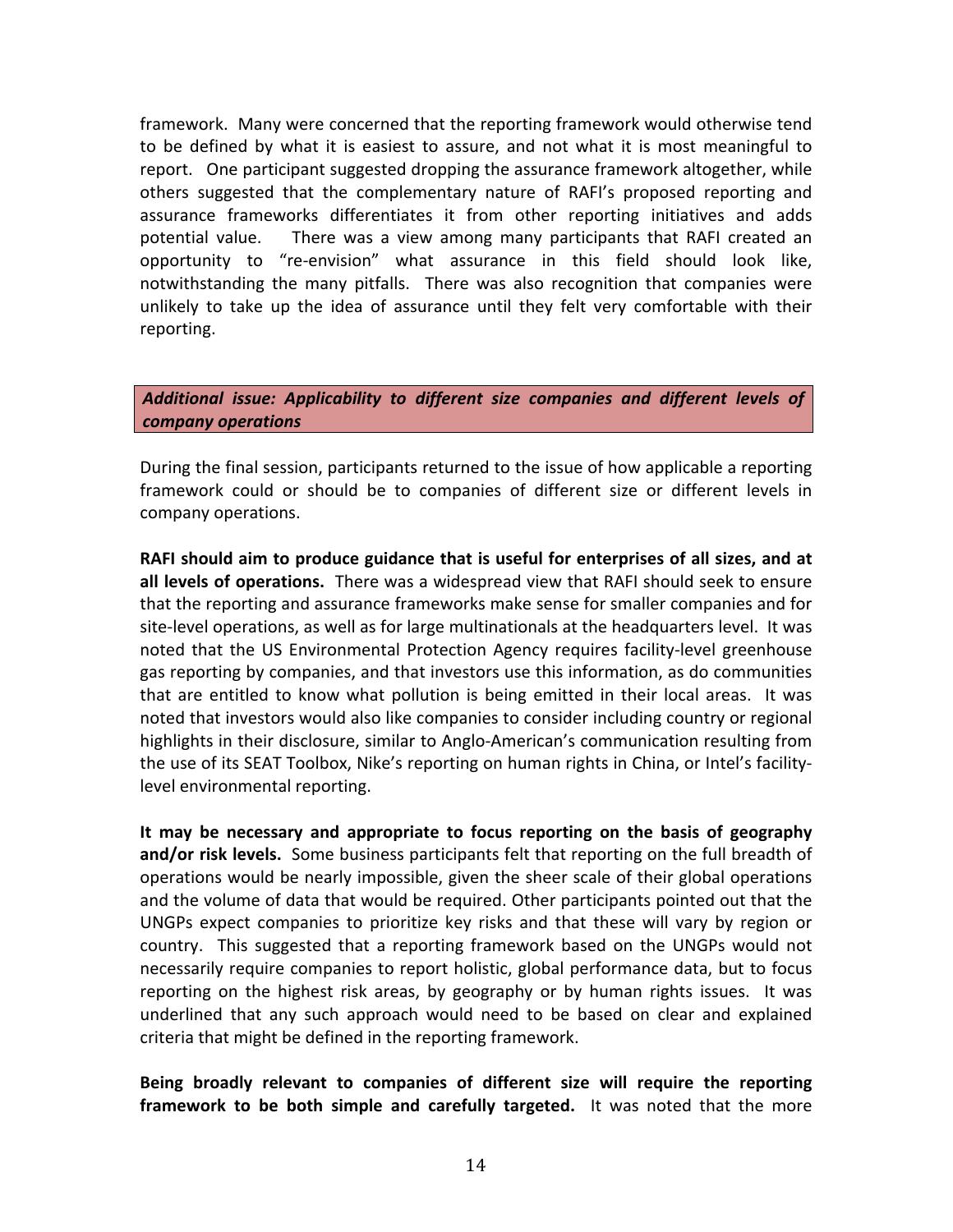framework. Many were concerned that the reporting framework would otherwise tend to be defined by what it is easiest to assure, and not what it is most meaningful to report. One participant suggested dropping the assurance framework altogether, while others suggested that the complementary nature of RAFI's proposed reporting and assurance frameworks differentiates it from other reporting initiatives and adds potential value. There was a view among many participants that RAFI created an opportunity to "re-envision" what assurance in this field should look like, notwithstanding the many pitfalls. There was also recognition that companies were unlikely to take up the idea of assurance until they felt very comfortable with their reporting.

***Additional issue: Applicability to different size companies and different levels of company operations***

During the final session, participants returned to the issue of how applicable a reporting framework could or should be to companies of different size or different levels in company operations.

**RAFI should aim to produce guidance that is useful for enterprises of all sizes, and at all levels of operations.** There was a widespread view that RAFI should seek to ensure that the reporting and assurance frameworks make sense for smaller companies and for site-level operations, as well as for large multinationals at the headquarters level. It was noted that the US Environmental Protection Agency requires facility-level greenhouse gas reporting by companies, and that investors use this information, as do communities that are entitled to know what pollution is being emitted in their local areas. It was noted that investors would also like companies to consider including country or regional highlights in their disclosure, similar to Anglo-American's communication resulting from the use of its SEAT Toolbox, Nike's reporting on human rights in China, or Intel's facility-level environmental reporting.

**It may be necessary and appropriate to focus reporting on the basis of geography and/or risk levels.** Some business participants felt that reporting on the full breadth of operations would be nearly impossible, given the sheer scale of their global operations and the volume of data that would be required. Other participants pointed out that the UNGPs expect companies to prioritize key risks and that these will vary by region or country. This suggested that a reporting framework based on the UNGPs would not necessarily require companies to report holistic, global performance data, but to focus reporting on the highest risk areas, by geography or by human rights issues. It was underlined that any such approach would need to be based on clear and explained criteria that might be defined in the reporting framework.

**Being broadly relevant to companies of different size will require the reporting framework to be both simple and carefully targeted.** It was noted that the more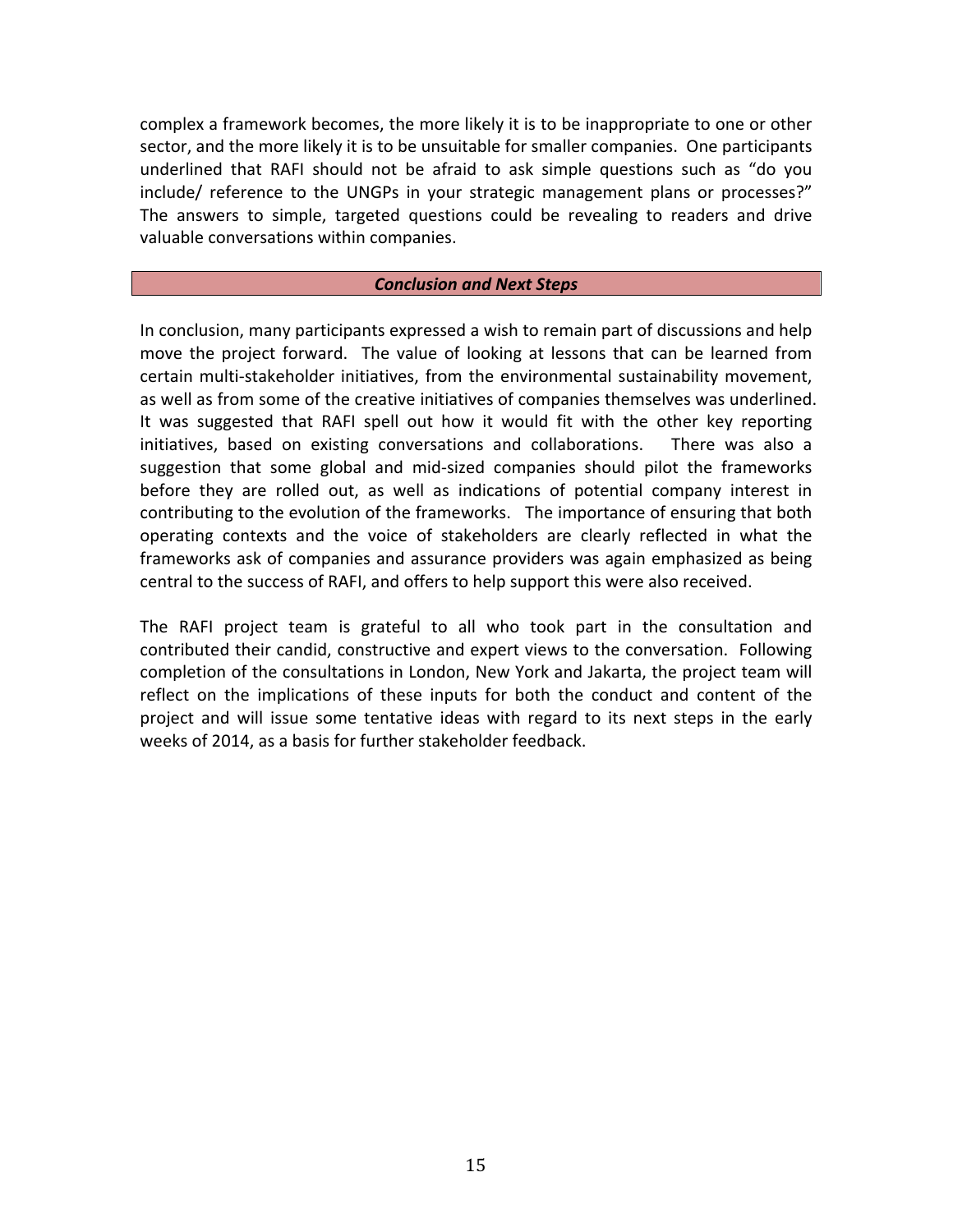complex a framework becomes, the more likely it is to be inappropriate to one or other sector, and the more likely it is to be unsuitable for smaller companies. One participants underlined that RAFI should not be afraid to ask simple questions such as "do you include/ reference to the UNGPs in your strategic management plans or processes?" The answers to simple, targeted questions could be revealing to readers and drive valuable conversations within companies.

## *Conclusion and Next Steps*

In conclusion, many participants expressed a wish to remain part of discussions and help move the project forward. The value of looking at lessons that can be learned from certain multi-stakeholder initiatives, from the environmental sustainability movement, as well as from some of the creative initiatives of companies themselves was underlined. It was suggested that RAFI spell out how it would fit with the other key reporting initiatives, based on existing conversations and collaborations. There was also a suggestion that some global and mid-sized companies should pilot the frameworks before they are rolled out, as well as indications of potential company interest in contributing to the evolution of the frameworks. The importance of ensuring that both operating contexts and the voice of stakeholders are clearly reflected in what the frameworks ask of companies and assurance providers was again emphasized as being central to the success of RAFI, and offers to help support this were also received.

The RAFI project team is grateful to all who took part in the consultation and contributed their candid, constructive and expert views to the conversation. Following completion of the consultations in London, New York and Jakarta, the project team will reflect on the implications of these inputs for both the conduct and content of the project and will issue some tentative ideas with regard to its next steps in the early weeks of 2014, as a basis for further stakeholder feedback.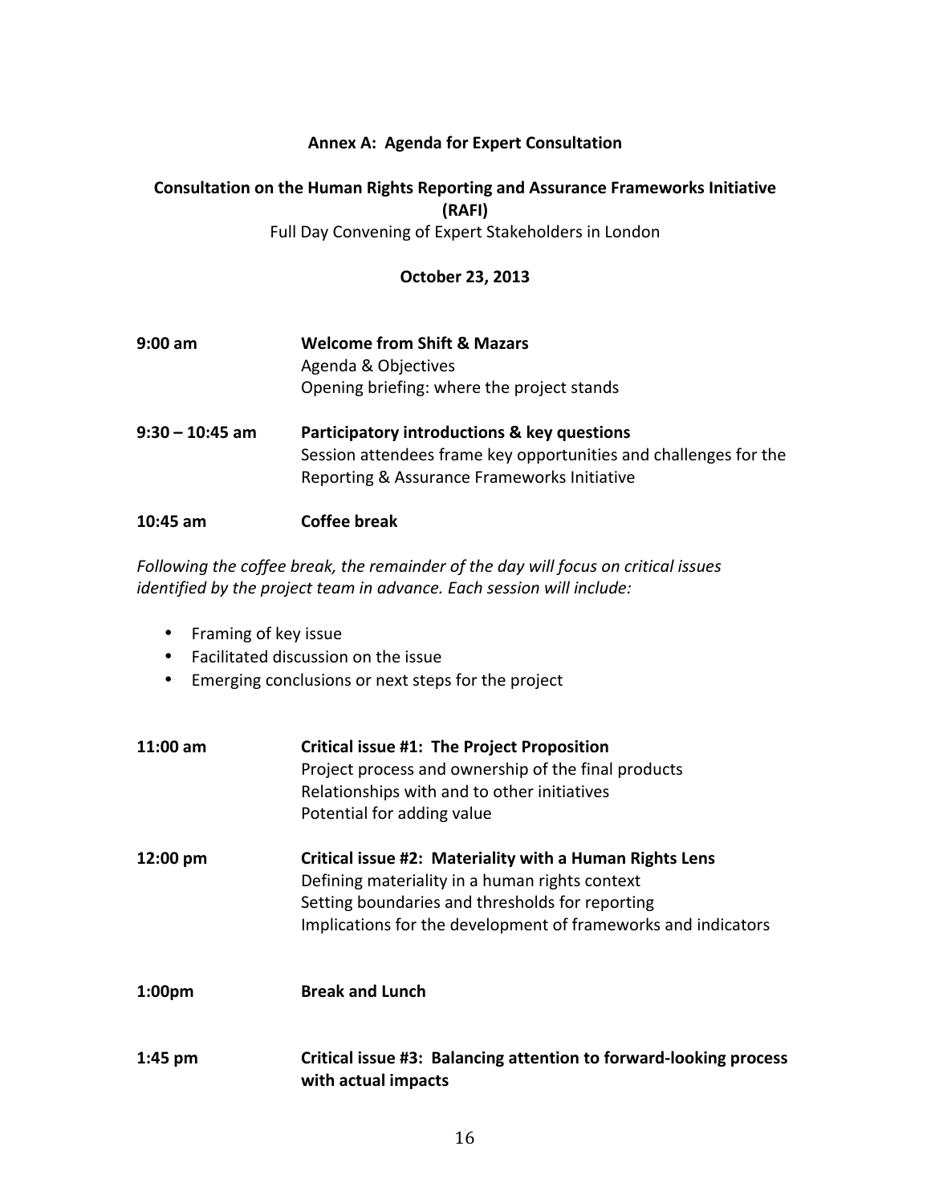**Annex A: Agenda for Expert Consultation**

**Consultation on the Human Rights Reporting and Assurance Frameworks Initiative (RAFI)**

Full Day Convening of Expert Stakeholders in London

**October 23, 2013**

**9:00 am** — **Welcome from Shift & Mazars**
Agenda & Objectives
Opening briefing: where the project stands

**9:30 – 10:45 am** — **Participatory introductions & key questions**
Session attendees frame key opportunities and challenges for the Reporting & Assurance Frameworks Initiative

**10:45 am** — **Coffee break**

*Following the coffee break, the remainder of the day will focus on critical issues identified by the project team in advance. Each session will include:*

- Framing of key issue
- Facilitated discussion on the issue
- Emerging conclusions or next steps for the project

**11:00 am** — **Critical issue #1: The Project Proposition**
Project process and ownership of the final products
Relationships with and to other initiatives
Potential for adding value

**12:00 pm** — **Critical issue #2: Materiality with a Human Rights Lens**
Defining materiality in a human rights context
Setting boundaries and thresholds for reporting
Implications for the development of frameworks and indicators

**1:00pm** — **Break and Lunch**

**1:45 pm** — **Critical issue #3: Balancing attention to forward-looking process with actual impacts**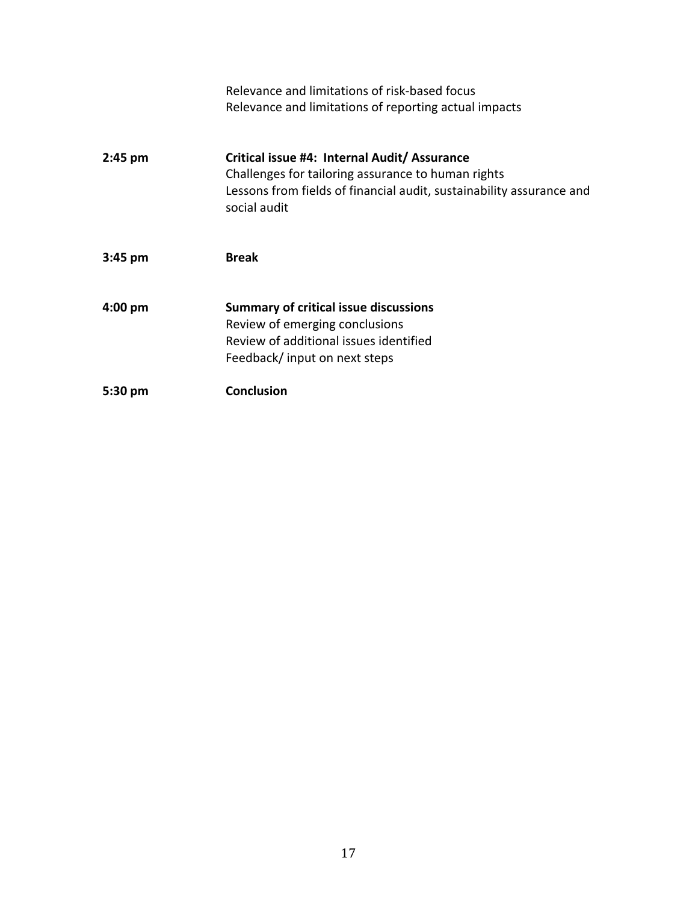Relevance and limitations of risk-based focus
Relevance and limitations of reporting actual impacts

| | |
|---|---|
| **2:45 pm** | **Critical issue #4: Internal Audit/ Assurance**<br>Challenges for tailoring assurance to human rights<br>Lessons from fields of financial audit, sustainability assurance and social audit |
| **3:45 pm** | **Break** |
| **4:00 pm** | **Summary of critical issue discussions**<br>Review of emerging conclusions<br>Review of additional issues identified<br>Feedback/ input on next steps |
| **5:30 pm** | **Conclusion** |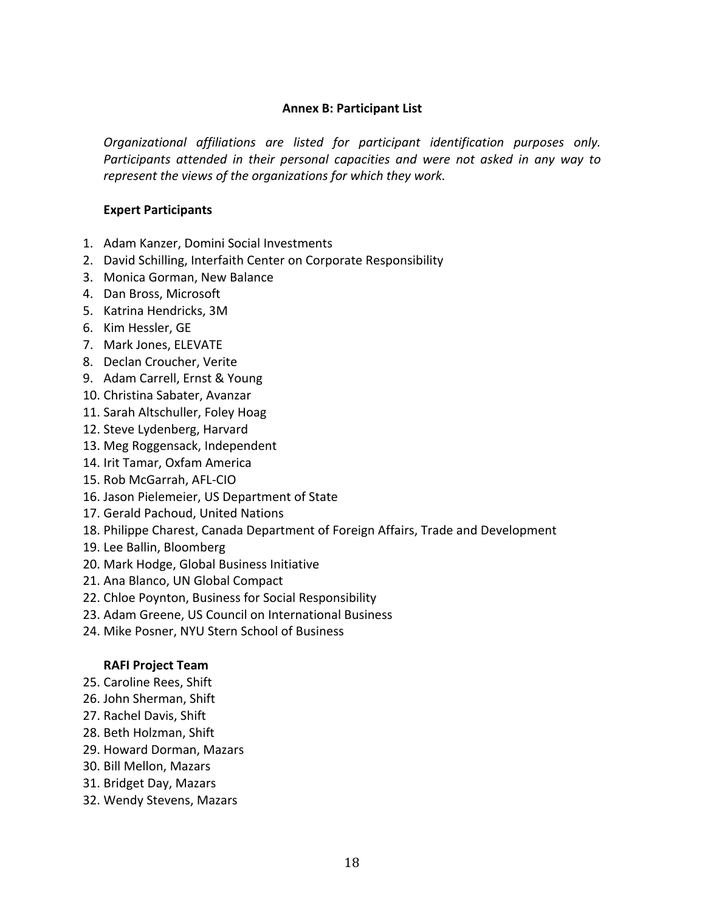## Annex B: Participant List

*Organizational affiliations are listed for participant identification purposes only. Participants attended in their personal capacities and were not asked in any way to represent the views of the organizations for which they work.*

### Expert Participants

1. Adam Kanzer, Domini Social Investments
2. David Schilling, Interfaith Center on Corporate Responsibility
3. Monica Gorman, New Balance
4. Dan Bross, Microsoft
5. Katrina Hendricks, 3M
6. Kim Hessler, GE
7. Mark Jones, ELEVATE
8. Declan Croucher, Verite
9. Adam Carrell, Ernst & Young
10. Christina Sabater, Avanzar
11. Sarah Altschuller, Foley Hoag
12. Steve Lydenberg, Harvard
13. Meg Roggensack, Independent
14. Irit Tamar, Oxfam America
15. Rob McGarrah, AFL-CIO
16. Jason Pielemeier, US Department of State
17. Gerald Pachoud, United Nations
18. Philippe Charest, Canada Department of Foreign Affairs, Trade and Development
19. Lee Ballin, Bloomberg
20. Mark Hodge, Global Business Initiative
21. Ana Blanco, UN Global Compact
22. Chloe Poynton, Business for Social Responsibility
23. Adam Greene, US Council on International Business
24. Mike Posner, NYU Stern School of Business

### RAFI Project Team

25. Caroline Rees, Shift
26. John Sherman, Shift
27. Rachel Davis, Shift
28. Beth Holzman, Shift
29. Howard Dorman, Mazars
30. Bill Mellon, Mazars
31. Bridget Day, Mazars
32. Wendy Stevens, Mazars